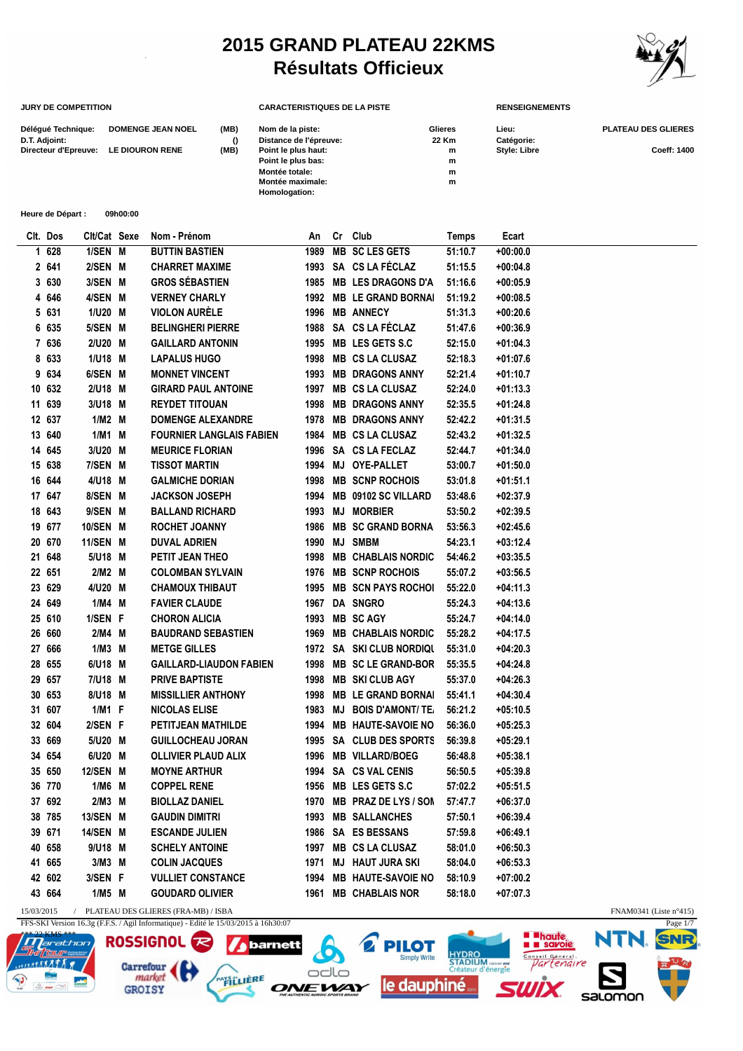# 2015 GRAND PLATEAU 22KMS
## Résultats Officieux

**JURY DE COMPETITION**

| | | |
|---|---|---|
| Délégué Technique: | DOMENGE JEAN NOEL | (MB) |
| D.T. Adjoint: | | () |
| Directeur d'Epreuve: | LE DIOURON RENE | (MB) |

**CARACTERISTIQUES DE LA PISTE**

| | |
|---|---|
| Nom de la piste: | Glieres |
| Distance de l'épreuve: | 22 Km |
| Point le plus haut: | m |
| Point le plus bas: | m |
| Montée totale: | m |
| Montée maximale: | m |
| Homologation: | |

**RENSEIGNEMENTS**

| | |
|---|---|
| Lieu: | PLATEAU DES GLIERES |
| Catégorie: | |
| Style: Libre | Coeff: 1400 |

**Heure de Départ :** 09h00:00

| Clt. | Dos | Clt/Cat | Sexe | Nom - Prénom | An | Cr | Club | Temps | Ecart |
|---|---|---|---|---|---|---|---|---|---|
| 1 | 628 | 1/SEN | M | BUTTIN BASTIEN | 1989 | MB | SC LES GETS | 51:10.7 | +00:00.0 |
| 2 | 641 | 2/SEN | M | CHARRET MAXIME | 1993 | SA | CS LA FÉCLAZ | 51:15.5 | +00:04.8 |
| 3 | 630 | 3/SEN | M | GROS SÉBASTIEN | 1985 | MB | LES DRAGONS D'A | 51:16.6 | +00:05.9 |
| 4 | 646 | 4/SEN | M | VERNEY CHARLY | 1992 | MB | LE GRAND BORNAI | 51:19.2 | +00:08.5 |
| 5 | 631 | 1/U20 | M | VIOLON AURÈLE | 1996 | MB | ANNECY | 51:31.3 | +00:20.6 |
| 6 | 635 | 5/SEN | M | BELINGHERI PIERRE | 1988 | SA | CS LA FÉCLAZ | 51:47.6 | +00:36.9 |
| 7 | 636 | 2/U20 | M | GAILLARD ANTONIN | 1995 | MB | LES GETS S.C | 52:15.0 | +01:04.3 |
| 8 | 633 | 1/U18 | M | LAPALUS HUGO | 1998 | MB | CS LA CLUSAZ | 52:18.3 | +01:07.6 |
| 9 | 634 | 6/SEN | M | MONNET VINCENT | 1993 | MB | DRAGONS ANNY | 52:21.4 | +01:10.7 |
| 10 | 632 | 2/U18 | M | GIRARD PAUL ANTOINE | 1997 | MB | CS LA CLUSAZ | 52:24.0 | +01:13.3 |
| 11 | 639 | 3/U18 | M | REYDET TITOUAN | 1998 | MB | DRAGONS ANNY | 52:35.5 | +01:24.8 |
| 12 | 637 | 1/M2 | M | DOMENGE ALEXANDRE | 1978 | MB | DRAGONS ANNY | 52:42.2 | +01:31.5 |
| 13 | 640 | 1/M1 | M | FOURNIER LANGLAIS FABIEN | 1984 | MB | CS LA CLUSAZ | 52:43.2 | +01:32.5 |
| 14 | 645 | 3/U20 | M | MEURICE FLORIAN | 1996 | SA | CS LA FECLAZ | 52:44.7 | +01:34.0 |
| 15 | 638 | 7/SEN | M | TISSOT MARTIN | 1994 | MJ | OYE-PALLET | 53:00.7 | +01:50.0 |
| 16 | 644 | 4/U18 | M | GALMICHE DORIAN | 1998 | MB | SCNP ROCHOIS | 53:01.8 | +01:51.1 |
| 17 | 647 | 8/SEN | M | JACKSON JOSEPH | 1994 | MB | 09102 SC VILLARD | 53:48.6 | +02:37.9 |
| 18 | 643 | 9/SEN | M | BALLAND RICHARD | 1993 | MJ | MORBIER | 53:50.2 | +02:39.5 |
| 19 | 677 | 10/SEN | M | ROCHET JOANNY | 1986 | MB | SC GRAND BORNA | 53:56.3 | +02:45.6 |
| 20 | 670 | 11/SEN | M | DUVAL ADRIEN | 1990 | MJ | SMBM | 54:23.1 | +03:12.4 |
| 21 | 648 | 5/U18 | M | PETIT JEAN THEO | 1998 | MB | CHABLAIS NORDIC | 54:46.2 | +03:35.5 |
| 22 | 651 | 2/M2 | M | COLOMBAN SYLVAIN | 1976 | MB | SCNP ROCHOIS | 55:07.2 | +03:56.5 |
| 23 | 629 | 4/U20 | M | CHAMOUX THIBAUT | 1995 | MB | SCN PAYS ROCHOI | 55:22.0 | +04:11.3 |
| 24 | 649 | 1/M4 | M | FAVIER CLAUDE | 1967 | DA | SNGRO | 55:24.3 | +04:13.6 |
| 25 | 610 | 1/SEN | F | CHORON ALICIA | 1993 | MB | SC AGY | 55:24.7 | +04:14.0 |
| 26 | 660 | 2/M4 | M | BAUDRAND SEBASTIEN | 1969 | MB | CHABLAIS NORDIC | 55:28.2 | +04:17.5 |
| 27 | 666 | 1/M3 | M | METGE GILLES | 1972 | SA | SKI CLUB NORDIQU | 55:31.0 | +04:20.3 |
| 28 | 655 | 6/U18 | M | GAILLARD-LIAUDON FABIEN | 1998 | MB | SC LE GRAND-BOR | 55:35.5 | +04:24.8 |
| 29 | 657 | 7/U18 | M | PRIVE BAPTISTE | 1998 | MB | SKI CLUB AGY | 55:37.0 | +04:26.3 |
| 30 | 653 | 8/U18 | M | MISSILLIER ANTHONY | 1998 | MB | LE GRAND BORNAI | 55:41.1 | +04:30.4 |
| 31 | 607 | 1/M1 | F | NICOLAS ELISE | 1983 | MJ | BOIS D'AMONT/ TE | 56:21.2 | +05:10.5 |
| 32 | 604 | 2/SEN | F | PETITJEAN MATHILDE | 1994 | MB | HAUTE-SAVOIE NO | 56:36.0 | +05:25.3 |
| 33 | 669 | 5/U20 | M | GUILLOCHEAU JORAN | 1995 | SA | CLUB DES SPORTS | 56:39.8 | +05:29.1 |
| 34 | 654 | 6/U20 | M | OLLIVIER PLAUD ALIX | 1996 | MB | VILLARD/BOEG | 56:48.8 | +05:38.1 |
| 35 | 650 | 12/SEN | M | MOYNE ARTHUR | 1994 | SA | CS VAL CENIS | 56:50.5 | +05:39.8 |
| 36 | 770 | 1/M6 | M | COPPEL RENE | 1956 | MB | LES GETS S.C | 57:02.2 | +05:51.5 |
| 37 | 692 | 2/M3 | M | BIOLLAZ DANIEL | 1970 | MB | PRAZ DE LYS / SOM | 57:47.7 | +06:37.0 |
| 38 | 785 | 13/SEN | M | GAUDIN DIMITRI | 1993 | MB | SALLANCHES | 57:50.1 | +06:39.4 |
| 39 | 671 | 14/SEN | M | ESCANDE JULIEN | 1986 | SA | ES BESSANS | 57:59.8 | +06:49.1 |
| 40 | 658 | 9/U18 | M | SCHELY ANTOINE | 1997 | MB | CS LA CLUSAZ | 58:01.0 | +06:50.3 |
| 41 | 665 | 3/M3 | M | COLIN JACQUES | 1971 | MJ | HAUT JURA SKI | 58:04.0 | +06:53.3 |
| 42 | 602 | 3/SEN | F | VULLIET CONSTANCE | 1994 | MB | HAUTE-SAVOIE NO | 58:10.9 | +07:00.2 |
| 43 | 664 | 1/M5 | M | GOUDARD OLIVIER | 1961 | MB | CHABLAIS NOR | 58:18.0 | +07:07.3 |

15/03/2015 / PLATEAU DES GLIERES (FRA-MB) / ISBA — FNAM0341 (Liste n°415)

FFS-SKI Version 16.3g (F.F.S. / Agil Informatique) - Edité le 15/03/2015 à 16h30:07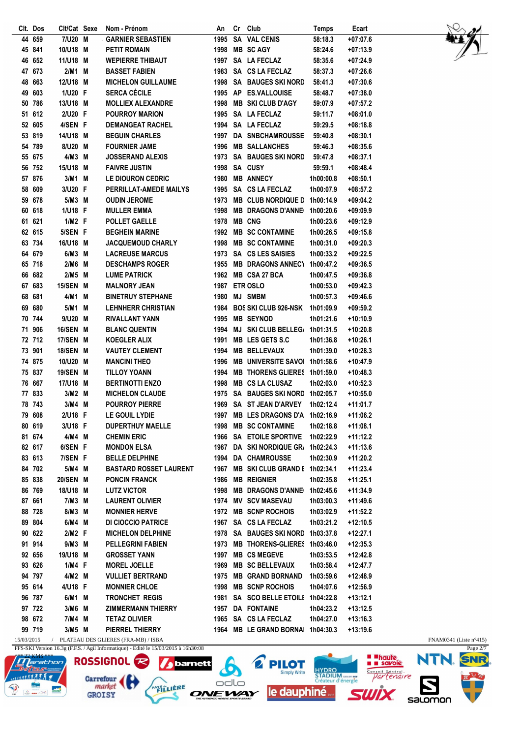| Clt. | Dos | Clt/Cat | Sexe | Nom - Prénom | An | Cr | Club | Temps | Ecart |
|---|---|---|---|---|---|---|---|---|---|
| 44 | 659 | 7/U20 | M | GARNIER SEBASTIEN | 1995 | SA | VAL CENIS | 58:18.3 | +07:07.6 |
| 45 | 841 | 10/U18 | M | PETIT ROMAIN | 1998 | MB | SC AGY | 58:24.6 | +07:13.9 |
| 46 | 652 | 11/U18 | M | WEPIERRE THIBAUT | 1997 | SA | LA FECLAZ | 58:35.6 | +07:24.9 |
| 47 | 673 | 2/M1 | M | BASSET FABIEN | 1983 | SA | CS LA FECLAZ | 58:37.3 | +07:26.6 |
| 48 | 663 | 12/U18 | M | MICHELON GUILLAUME | 1998 | SA | BAUGES SKI NORD | 58:41.3 | +07:30.6 |
| 49 | 603 | 1/U20 | F | SERCA CÉCILE | 1995 | AP | ES.VALLOUISE | 58:48.7 | +07:38.0 |
| 50 | 786 | 13/U18 | M | MOLLIEX ALEXANDRE | 1998 | MB | SKI CLUB D'AGY | 59:07.9 | +07:57.2 |
| 51 | 612 | 2/U20 | F | POURROY MARION | 1995 | SA | LA FECLAZ | 59:11.7 | +08:01.0 |
| 52 | 605 | 4/SEN | F | DEMANGEAT RACHEL | 1994 | SA | LA FECLAZ | 59:29.5 | +08:18.8 |
| 53 | 819 | 14/U18 | M | BEGUIN CHARLES | 1997 | DA | SNBCHAMROUSSE | 59:40.8 | +08:30.1 |
| 54 | 789 | 8/U20 | M | FOURNIER JAME | 1996 | MB | SALLANCHES | 59:46.3 | +08:35.6 |
| 55 | 675 | 4/M3 | M | JOSSERAND ALEXIS | 1973 | SA | BAUGES SKI NORD | 59:47.8 | +08:37.1 |
| 56 | 752 | 15/U18 | M | FAIVRE JUSTIN | 1998 | SA | CUSY | 59:59.1 | +08:48.4 |
| 57 | 876 | 3/M1 | M | LE DIOURON CEDRIC | 1980 | MB | ANNECY | 1h00:00.8 | +08:50.1 |
| 58 | 609 | 3/U20 | F | PERRILLAT-AMEDE MAILYS | 1995 | SA | CS LA FECLAZ | 1h00:07.9 | +08:57.2 |
| 59 | 678 | 5/M3 | M | OUDIN JEROME | 1973 | MB | CLUB NORDIQUE D | 1h00:14.9 | +09:04.2 |
| 60 | 618 | 1/U18 | F | MULLER EMMA | 1998 | MB | DRAGONS D'ANNE | 1h00:20.6 | +09:09.9 |
| 61 | 621 | 1/M2 | F | POLLET GAELLE | 1978 | MB | CNG | 1h00:23.6 | +09:12.9 |
| 62 | 615 | 5/SEN | F | BEGHEIN MARINE | 1992 | MB | SC CONTAMINE | 1h00:26.5 | +09:15.8 |
| 63 | 734 | 16/U18 | M | JACQUEMOUD CHARLY | 1998 | MB | SC CONTAMINE | 1h00:31.0 | +09:20.3 |
| 64 | 679 | 6/M3 | M | LACREUSE MARCUS | 1973 | SA | CS LES SAISIES | 1h00:33.2 | +09:22.5 |
| 65 | 718 | 2/M6 | M | DESCHAMPS ROGER | 1955 | MB | DRAGONS ANNECY | 1h00:47.2 | +09:36.5 |
| 66 | 682 | 2/M5 | M | LUME PATRICK | 1962 | MB | CSA 27 BCA | 1h00:47.5 | +09:36.8 |
| 67 | 683 | 15/SEN | M | MALNORY JEAN | 1987 | ETR | OSLO | 1h00:53.0 | +09:42.3 |
| 68 | 681 | 4/M1 | M | BINETRUY STEPHANE | 1980 | MJ | SMBM | 1h00:57.3 | +09:46.6 |
| 69 | 680 | 5/M1 | M | LEHNHERR CHRISTIAN | 1984 | BOS | SKI CLUB 926-NSK | 1h01:09.9 | +09:59.2 |
| 70 | 744 | 9/U20 | M | RIVALLANT YANN | 1995 | MB | SEYNOD | 1h01:21.6 | +10:10.9 |
| 71 | 906 | 16/SEN | M | BLANC QUENTIN | 1994 | MJ | SKI CLUB BELLEG/ | 1h01:31.5 | +10:20.8 |
| 72 | 712 | 17/SEN | M | KOEGLER ALIX | 1991 | MB | LES GETS S.C | 1h01:36.8 | +10:26.1 |
| 73 | 901 | 18/SEN | M | VAUTEY CLEMENT | 1994 | MB | BELLEVAUX | 1h01:39.0 | +10:28.3 |
| 74 | 875 | 10/U20 | M | MANCINI THEO | 1996 | MB | UNIVERSITE SAVOI | 1h01:58.6 | +10:47.9 |
| 75 | 837 | 19/SEN | M | TILLOY YOANN | 1994 | MB | THORENS GLIERES | 1h01:59.0 | +10:48.3 |
| 76 | 667 | 17/U18 | M | BERTINOTTI ENZO | 1998 | MB | CS LA CLUSAZ | 1h02:03.0 | +10:52.3 |
| 77 | 833 | 3/M2 | M | MICHELON CLAUDE | 1975 | SA | BAUGES SKI NORD | 1h02:05.7 | +10:55.0 |
| 78 | 743 | 3/M4 | M | POURROY PIERRE | 1969 | SA | ST JEAN D'ARVEY | 1h02:12.4 | +11:01.7 |
| 79 | 608 | 2/U18 | F | LE GOUIL LYDIE | 1997 | MB | LES DRAGONS D'A | 1h02:16.9 | +11:06.2 |
| 80 | 619 | 3/U18 | F | DUPERTHUY MAELLE | 1998 | MB | SC CONTAMINE | 1h02:18.8 | +11:08.1 |
| 81 | 674 | 4/M4 | M | CHEMIN ERIC | 1966 | SA | ETOILE SPORTIVE | 1h02:22.9 | +11:12.2 |
| 82 | 617 | 6/SEN | F | MONDON ELSA | 1987 | DA | SKI NORDIQUE GR/ | 1h02:24.3 | +11:13.6 |
| 83 | 613 | 7/SEN | F | BELLE DELPHINE | 1994 | DA | CHAMROUSSE | 1h02:30.9 | +11:20.2 |
| 84 | 702 | 5/M4 | M | BASTARD ROSSET LAURENT | 1967 | MB | SKI CLUB GRAND E | 1h02:34.1 | +11:23.4 |
| 85 | 838 | 20/SEN | M | PONCIN FRANCK | 1986 | MB | REIGNIER | 1h02:35.8 | +11:25.1 |
| 86 | 769 | 18/U18 | M | LUTZ VICTOR | 1998 | MB | DRAGONS D'ANNE | 1h02:45.6 | +11:34.9 |
| 87 | 661 | 7/M3 | M | LAURENT OLIVIER | 1974 | MV | SCV MASEVAU | 1h03:00.3 | +11:49.6 |
| 88 | 728 | 8/M3 | M | MONNIER HERVE | 1972 | MB | SCNP ROCHOIS | 1h03:02.9 | +11:52.2 |
| 89 | 804 | 6/M4 | M | DI CIOCCIO PATRICE | 1967 | SA | CS LA FECLAZ | 1h03:21.2 | +12:10.5 |
| 90 | 622 | 2/M2 | F | MICHELON DELPHINE | 1978 | SA | BAUGES SKI NORD | 1h03:37.8 | +12:27.1 |
| 91 | 914 | 9/M3 | M | PELLEGRINI FABIEN | 1973 | MB | THORENS-GLIERES | 1h03:46.0 | +12:35.3 |
| 92 | 656 | 19/U18 | M | GROSSET YANN | 1997 | MB | CS MEGEVE | 1h03:53.5 | +12:42.8 |
| 93 | 626 | 1/M4 | F | MOREL JOELLE | 1969 | MB | SC BELLEVAUX | 1h03:58.4 | +12:47.7 |
| 94 | 797 | 4/M2 | M | VULLIET BERTRAND | 1975 | MB | GRAND BORNAND | 1h03:59.6 | +12:48.9 |
| 95 | 614 | 4/U18 | F | MONNIER CHLOE | 1998 | MB | SCNP ROCHOIS | 1h04:07.6 | +12:56.9 |
| 96 | 787 | 6/M1 | M | TRONCHET REGIS | 1981 | SA | SCO BELLE ETOILE | 1h04:22.8 | +13:12.1 |
| 97 | 722 | 3/M6 | M | ZIMMERMANN THIERRY | 1957 | DA | FONTAINE | 1h04:23.2 | +13:12.5 |
| 98 | 672 | 7/M4 | M | TETAZ OLIVIER | 1965 | SA | CS LA FECLAZ | 1h04:27.0 | +13:16.3 |
| 99 | 719 | 3/M5 | M | PIERREL THIERRY | 1964 | MB | LE GRAND BORNAI | 1h04:30.3 | +13:19.6 |

15/03/2015 / PLATEAU DES GLIERES (FRA-MB) / ISBA

FNAM0341 (Liste n°415)

FFS-SKI Version 16.3g (F.F.S. / Agil Informatique) - Edité le 15/03/2015 à 16h30:08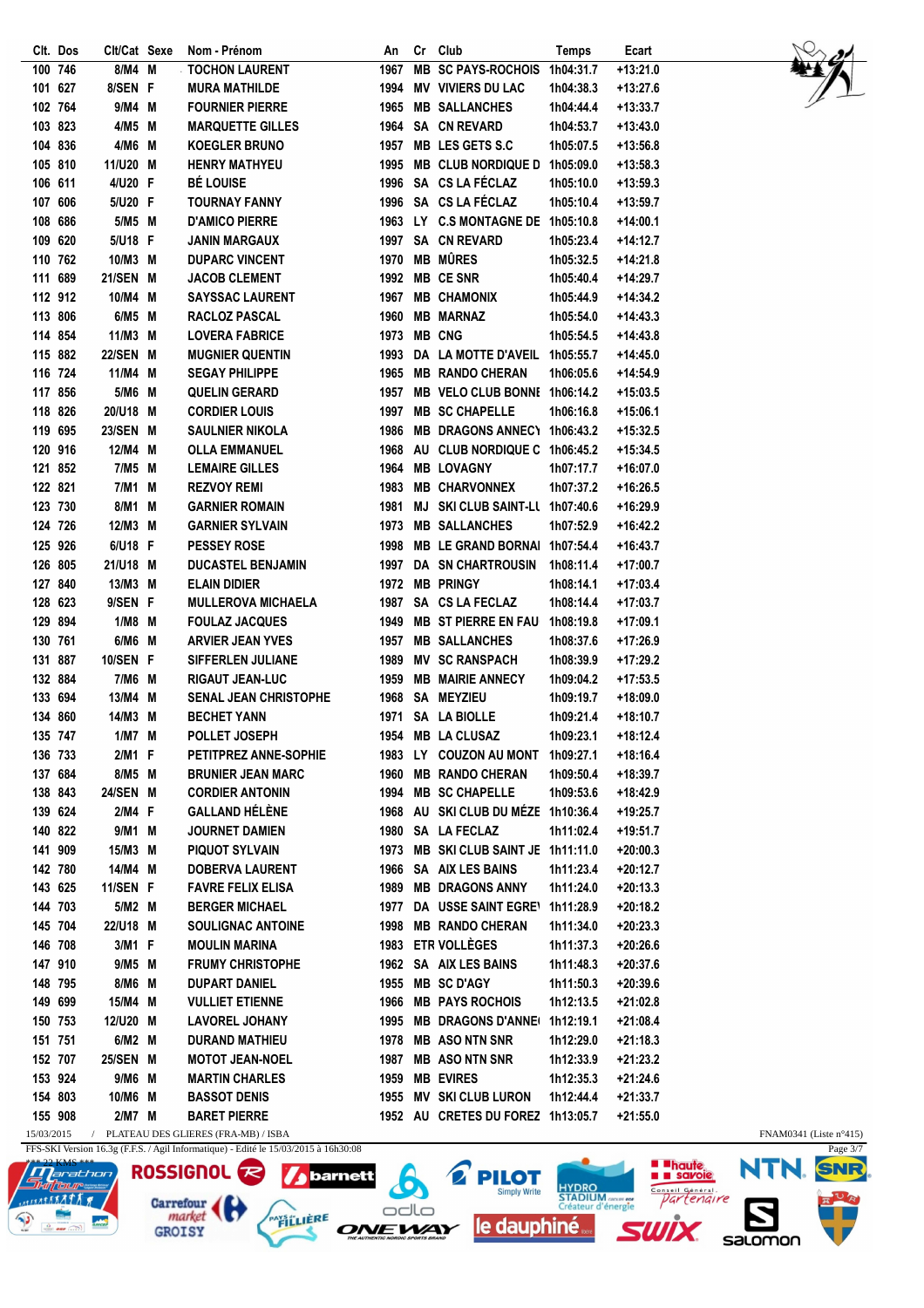| Clt. | Dos | Clt/Cat | Sexe | Nom - Prénom | An | Cr | Club | Temps | Ecart |
|---|---|---|---|---|---|---|---|---|---|
| 100 | 746 | 8/M4 | M | TOCHON LAURENT | 1967 | MB | SC PAYS-ROCHOIS | 1h04:31.7 | +13:21.0 |
| 101 | 627 | 8/SEN | F | MURA MATHILDE | 1994 | MV | VIVIERS DU LAC | 1h04:38.3 | +13:27.6 |
| 102 | 764 | 9/M4 | M | FOURNIER PIERRE | 1965 | MB | SALLANCHES | 1h04:44.4 | +13:33.7 |
| 103 | 823 | 4/M5 | M | MARQUETTE GILLES | 1964 | SA | CN REVARD | 1h04:53.7 | +13:43.0 |
| 104 | 836 | 4/M6 | M | KOEGLER BRUNO | 1957 | MB | LES GETS S.C | 1h05:07.5 | +13:56.8 |
| 105 | 810 | 11/U20 | M | HENRY MATHYEU | 1995 | MB | CLUB NORDIQUE D | 1h05:09.0 | +13:58.3 |
| 106 | 611 | 4/U20 | F | BÉ LOUISE | 1996 | SA | CS LA FÉCLAZ | 1h05:10.0 | +13:59.3 |
| 107 | 606 | 5/U20 | F | TOURNAY FANNY | 1996 | SA | CS LA FÉCLAZ | 1h05:10.4 | +13:59.7 |
| 108 | 686 | 5/M5 | M | D'AMICO PIERRE | 1963 | LY | C.S MONTAGNE DE | 1h05:10.8 | +14:00.1 |
| 109 | 620 | 5/U18 | F | JANIN MARGAUX | 1997 | SA | CN REVARD | 1h05:23.4 | +14:12.7 |
| 110 | 762 | 10/M3 | M | DUPARC VINCENT | 1970 | MB | MÛRES | 1h05:32.5 | +14:21.8 |
| 111 | 689 | 21/SEN | M | JACOB CLEMENT | 1992 | MB | CE SNR | 1h05:40.4 | +14:29.7 |
| 112 | 912 | 10/M4 | M | SAYSSAC LAURENT | 1967 | MB | CHAMONIX | 1h05:44.9 | +14:34.2 |
| 113 | 806 | 6/M5 | M | RACLOZ PASCAL | 1960 | MB | MARNAZ | 1h05:54.0 | +14:43.3 |
| 114 | 854 | 11/M3 | M | LOVERA FABRICE | 1973 | MB | CNG | 1h05:54.5 | +14:43.8 |
| 115 | 882 | 22/SEN | M | MUGNIER QUENTIN | 1993 | DA | LA MOTTE D'AVEIL | 1h05:55.7 | +14:45.0 |
| 116 | 724 | 11/M4 | M | SEGAY PHILIPPE | 1965 | MB | RANDO CHERAN | 1h06:05.6 | +14:54.9 |
| 117 | 856 | 5/M6 | M | QUELIN GERARD | 1957 | MB | VELO CLUB BONNE | 1h06:14.2 | +15:03.5 |
| 118 | 826 | 20/U18 | M | CORDIER LOUIS | 1997 | MB | SC CHAPELLE | 1h06:16.8 | +15:06.1 |
| 119 | 695 | 23/SEN | M | SAULNIER NIKOLA | 1986 | MB | DRAGONS ANNECY | 1h06:43.2 | +15:32.5 |
| 120 | 916 | 12/M4 | M | OLLA EMMANUEL | 1968 | AU | CLUB NORDIQUE C | 1h06:45.2 | +15:34.5 |
| 121 | 852 | 7/M5 | M | LEMAIRE GILLES | 1964 | MB | LOVAGNY | 1h07:17.7 | +16:07.0 |
| 122 | 821 | 7/M1 | M | REZVOY REMI | 1983 | MB | CHARVONNEX | 1h07:37.2 | +16:26.5 |
| 123 | 730 | 8/M1 | M | GARNIER ROMAIN | 1981 | MJ | SKI CLUB SAINT-LU | 1h07:40.6 | +16:29.9 |
| 124 | 726 | 12/M3 | M | GARNIER SYLVAIN | 1973 | MB | SALLANCHES | 1h07:52.9 | +16:42.2 |
| 125 | 926 | 6/U18 | F | PESSEY ROSE | 1998 | MB | LE GRAND BORNAN | 1h07:54.4 | +16:43.7 |
| 126 | 805 | 21/U18 | M | DUCASTEL BENJAMIN | 1997 | DA | SN CHARTROUSIN | 1h08:11.4 | +17:00.7 |
| 127 | 840 | 13/M3 | M | ELAIN DIDIER | 1972 | MB | PRINGY | 1h08:14.1 | +17:03.4 |
| 128 | 623 | 9/SEN | F | MULLEROVA MICHAELA | 1987 | SA | CS LA FECLAZ | 1h08:14.4 | +17:03.7 |
| 129 | 894 | 1/M8 | M | FOULAZ JACQUES | 1949 | MB | ST PIERRE EN FAU | 1h08:19.8 | +17:09.1 |
| 130 | 761 | 6/M6 | M | ARVIER JEAN YVES | 1957 | MB | SALLANCHES | 1h08:37.6 | +17:26.9 |
| 131 | 887 | 10/SEN | F | SIFFERLEN JULIANE | 1989 | MV | SC RANSPACH | 1h08:39.9 | +17:29.2 |
| 132 | 884 | 7/M6 | M | RIGAUT JEAN-LUC | 1959 | MB | MAIRIE ANNECY | 1h09:04.2 | +17:53.5 |
| 133 | 694 | 13/M4 | M | SENAL JEAN CHRISTOPHE | 1968 | SA | MEYZIEU | 1h09:19.7 | +18:09.0 |
| 134 | 860 | 14/M3 | M | BECHET YANN | 1971 | SA | LA BIOLLE | 1h09:21.4 | +18:10.7 |
| 135 | 747 | 1/M7 | M | POLLET JOSEPH | 1954 | MB | LA CLUSAZ | 1h09:23.1 | +18:12.4 |
| 136 | 733 | 2/M1 | F | PETITPREZ ANNE-SOPHIE | 1983 | LY | COUZON AU MONT | 1h09:27.1 | +18:16.4 |
| 137 | 684 | 8/M5 | M | BRUNIER JEAN MARC | 1960 | MB | RANDO CHERAN | 1h09:50.4 | +18:39.7 |
| 138 | 843 | 24/SEN | M | CORDIER ANTONIN | 1994 | MB | SC CHAPELLE | 1h09:53.6 | +18:42.9 |
| 139 | 624 | 2/M4 | F | GALLAND HÉLÈNE | 1968 | AU | SKI CLUB DU MÉZE | 1h10:36.4 | +19:25.7 |
| 140 | 822 | 9/M1 | M | JOURNET DAMIEN | 1980 | SA | LA FECLAZ | 1h11:02.4 | +19:51.7 |
| 141 | 909 | 15/M3 | M | PIQUOT SYLVAIN | 1973 | MB | SKI CLUB SAINT JE | 1h11:11.0 | +20:00.3 |
| 142 | 780 | 14/M4 | M | DOBERVA LAURENT | 1966 | SA | AIX LES BAINS | 1h11:23.4 | +20:12.7 |
| 143 | 625 | 11/SEN | F | FAVRE FELIX ELISA | 1989 | MB | DRAGONS ANNY | 1h11:24.0 | +20:13.3 |
| 144 | 703 | 5/M2 | M | BERGER MICHAEL | 1977 | DA | USSE SAINT EGRE | 1h11:28.9 | +20:18.2 |
| 145 | 704 | 22/U18 | M | SOULIGNAC ANTOINE | 1998 | MB | RANDO CHERAN | 1h11:34.0 | +20:23.3 |
| 146 | 708 | 3/M1 | F | MOULIN MARINA | 1983 | ETR | VOLLÈGES | 1h11:37.3 | +20:26.6 |
| 147 | 910 | 9/M5 | M | FRUMY CHRISTOPHE | 1962 | SA | AIX LES BAINS | 1h11:48.3 | +20:37.6 |
| 148 | 795 | 8/M6 | M | DUPART DANIEL | 1955 | MB | SC D'AGY | 1h11:50.3 | +20:39.6 |
| 149 | 699 | 15/M4 | M | VULLIET ETIENNE | 1966 | MB | PAYS ROCHOIS | 1h12:13.5 | +21:02.8 |
| 150 | 753 | 12/U20 | M | LAVOREL JOHANY | 1995 | MB | DRAGONS D'ANNE | 1h12:19.1 | +21:08.4 |
| 151 | 751 | 6/M2 | M | DURAND MATHIEU | 1978 | MB | ASO NTN SNR | 1h12:29.0 | +21:18.3 |
| 152 | 707 | 25/SEN | M | MOTOT JEAN-NOEL | 1987 | MB | ASO NTN SNR | 1h12:33.9 | +21:23.2 |
| 153 | 924 | 9/M6 | M | MARTIN CHARLES | 1959 | MB | EVIRES | 1h12:35.3 | +21:24.6 |
| 154 | 803 | 10/M6 | M | BASSOT DENIS | 1955 | MV | SKI CLUB LURON | 1h12:44.4 | +21:33.7 |
| 155 | 908 | 2/M7 | M | BARET PIERRE | 1952 | AU | CRETES DU FOREZ | 1h13:05.7 | +21:55.0 |

15/03/2015 / PLATEAU DES GLIERES (FRA-MB) / ISBA

FNAM0341 (Liste n°415)

FFS-SKI Version 16.3g (F.F.S. / Agil Informatique) - Edité le 15/03/2015 à 16h30:08

*** 22 KMS ***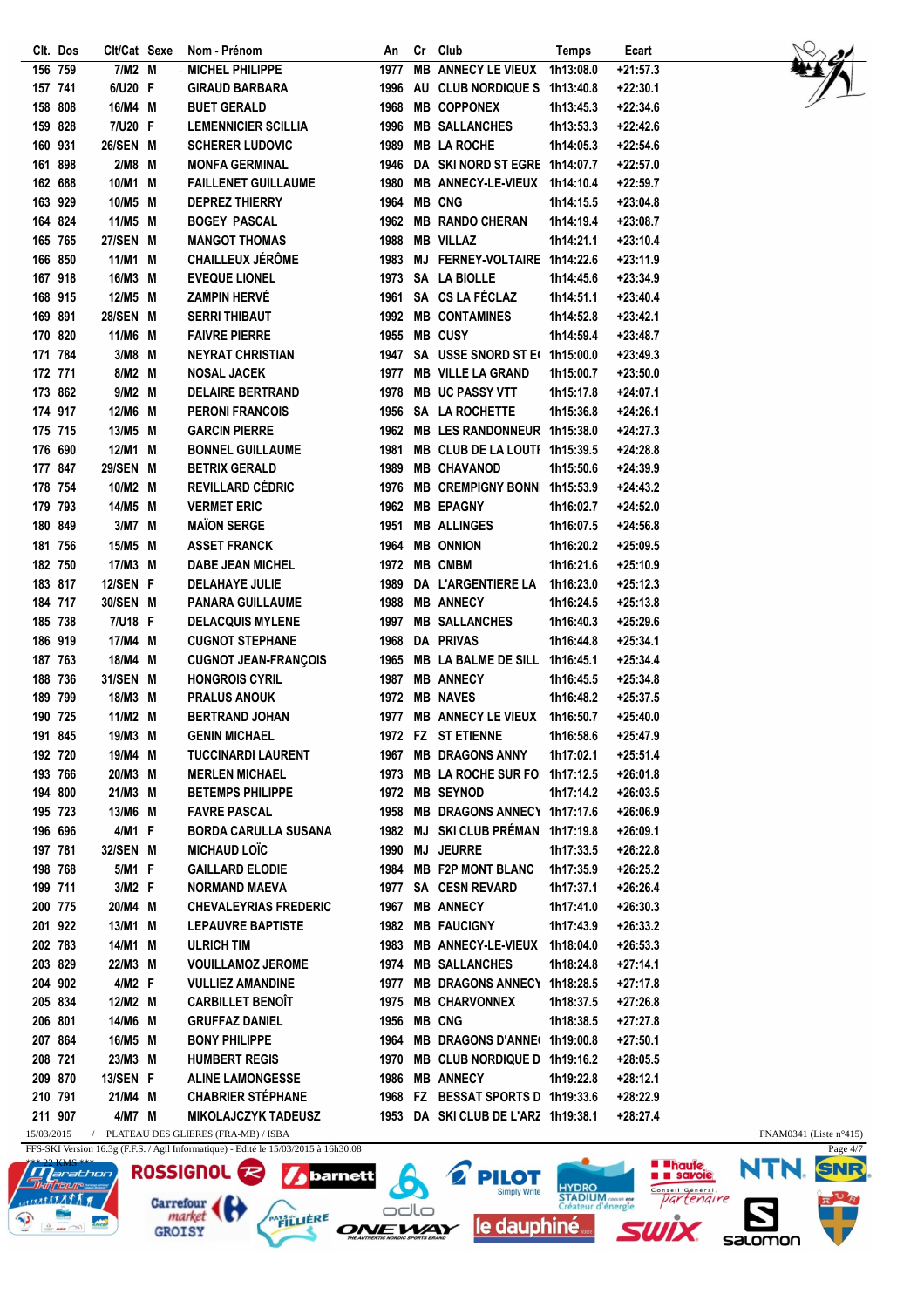| Clt. | Dos | Clt/Cat | Sexe | Nom - Prénom | An | Cr | Club | Temps | Ecart |
|---|---|---|---|---|---|---|---|---|---|
| 156 | 759 | 7/M2 | M | MICHEL PHILIPPE | 1977 | MB | ANNECY LE VIEUX | 1h13:08.0 | +21:57.3 |
| 157 | 741 | 6/U20 | F | GIRAUD BARBARA | 1996 | AU | CLUB NORDIQUE S | 1h13:40.8 | +22:30.1 |
| 158 | 808 | 16/M4 | M | BUET GERALD | 1968 | MB | COPPONEX | 1h13:45.3 | +22:34.6 |
| 159 | 828 | 7/U20 | F | LEMENNICIER SCILLIA | 1996 | MB | SALLANCHES | 1h13:53.3 | +22:42.6 |
| 160 | 931 | 26/SEN | M | SCHERER LUDOVIC | 1989 | MB | LA ROCHE | 1h14:05.3 | +22:54.6 |
| 161 | 898 | 2/M8 | M | MONFA GERMINAL | 1946 | DA | SKI NORD ST EGRE | 1h14:07.7 | +22:57.0 |
| 162 | 688 | 10/M1 | M | FAILLENET GUILLAUME | 1980 | MB | ANNECY-LE-VIEUX | 1h14:10.4 | +22:59.7 |
| 163 | 929 | 10/M5 | M | DEPREZ THIERRY | 1964 | MB | CNG | 1h14:15.5 | +23:04.8 |
| 164 | 824 | 11/M5 | M | BOGEY PASCAL | 1962 | MB | RANDO CHERAN | 1h14:19.4 | +23:08.7 |
| 165 | 765 | 27/SEN | M | MANGOT THOMAS | 1988 | MB | VILLAZ | 1h14:21.1 | +23:10.4 |
| 166 | 850 | 11/M1 | M | CHAILLEUX JÉRÔME | 1983 | MJ | FERNEY-VOLTAIRE | 1h14:22.6 | +23:11.9 |
| 167 | 918 | 16/M3 | M | EVEQUE LIONEL | 1973 | SA | LA BIOLLE | 1h14:45.6 | +23:34.9 |
| 168 | 915 | 12/M5 | M | ZAMPIN HERVÉ | 1961 | SA | CS LA FÉCLAZ | 1h14:51.1 | +23:40.4 |
| 169 | 891 | 28/SEN | M | SERRI THIBAUT | 1992 | MB | CONTAMINES | 1h14:52.8 | +23:42.1 |
| 170 | 820 | 11/M6 | M | FAIVRE PIERRE | 1955 | MB | CUSY | 1h14:59.4 | +23:48.7 |
| 171 | 784 | 3/M8 | M | NEYRAT CHRISTIAN | 1947 | SA | USSE SNORD ST E( | 1h15:00.0 | +23:49.3 |
| 172 | 771 | 8/M2 | M | NOSAL JACEK | 1977 | MB | VILLE LA GRAND | 1h15:00.7 | +23:50.0 |
| 173 | 862 | 9/M2 | M | DELAIRE BERTRAND | 1978 | MB | UC PASSY VTT | 1h15:17.8 | +24:07.1 |
| 174 | 917 | 12/M6 | M | PERONI FRANCOIS | 1956 | SA | LA ROCHETTE | 1h15:36.8 | +24:26.1 |
| 175 | 715 | 13/M5 | M | GARCIN PIERRE | 1962 | MB | LES RANDONNEUR | 1h15:38.0 | +24:27.3 |
| 176 | 690 | 12/M1 | M | BONNEL GUILLAUME | 1981 | MB | CLUB DE LA LOUTI | 1h15:39.5 | +24:28.8 |
| 177 | 847 | 29/SEN | M | BETRIX GERALD | 1989 | MB | CHAVANOD | 1h15:50.6 | +24:39.9 |
| 178 | 754 | 10/M2 | M | REVILLARD CÉDRIC | 1976 | MB | CREMPIGNY BONN | 1h15:53.9 | +24:43.2 |
| 179 | 793 | 14/M5 | M | VERMET ERIC | 1962 | MB | EPAGNY | 1h16:02.7 | +24:52.0 |
| 180 | 849 | 3/M7 | M | MAÏON SERGE | 1951 | MB | ALLINGES | 1h16:07.5 | +24:56.8 |
| 181 | 756 | 15/M5 | M | ASSET FRANCK | 1964 | MB | ONNION | 1h16:20.2 | +25:09.5 |
| 182 | 750 | 17/M3 | M | DABE JEAN MICHEL | 1972 | MB | CMBM | 1h16:21.6 | +25:10.9 |
| 183 | 817 | 12/SEN | F | DELAHAYE JULIE | 1989 | DA | L'ARGENTIERE LA | 1h16:23.0 | +25:12.3 |
| 184 | 717 | 30/SEN | M | PANARA GUILLAUME | 1988 | MB | ANNECY | 1h16:24.5 | +25:13.8 |
| 185 | 738 | 7/U18 | F | DELACQUIS MYLENE | 1997 | MB | SALLANCHES | 1h16:40.3 | +25:29.6 |
| 186 | 919 | 17/M4 | M | CUGNOT STEPHANE | 1968 | DA | PRIVAS | 1h16:44.8 | +25:34.1 |
| 187 | 763 | 18/M4 | M | CUGNOT JEAN-FRANÇOIS | 1965 | MB | LA BALME DE SILL | 1h16:45.1 | +25:34.4 |
| 188 | 736 | 31/SEN | M | HONGROIS CYRIL | 1987 | MB | ANNECY | 1h16:45.5 | +25:34.8 |
| 189 | 799 | 18/M3 | M | PRALUS ANOUK | 1972 | MB | NAVES | 1h16:48.2 | +25:37.5 |
| 190 | 725 | 11/M2 | M | BERTRAND JOHAN | 1977 | MB | ANNECY LE VIEUX | 1h16:50.7 | +25:40.0 |
| 191 | 845 | 19/M3 | M | GENIN MICHAEL | 1972 | FZ | ST ETIENNE | 1h16:58.6 | +25:47.9 |
| 192 | 720 | 19/M4 | M | TUCCINARDI LAURENT | 1967 | MB | DRAGONS ANNY | 1h17:02.1 | +25:51.4 |
| 193 | 766 | 20/M3 | M | MERLEN MICHAEL | 1973 | MB | LA ROCHE SUR FO | 1h17:12.5 | +26:01.8 |
| 194 | 800 | 21/M3 | M | BETEMPS PHILIPPE | 1972 | MB | SEYNOD | 1h17:14.2 | +26:03.5 |
| 195 | 723 | 13/M6 | M | FAVRE PASCAL | 1958 | MB | DRAGONS ANNEC) | 1h17:17.6 | +26:06.9 |
| 196 | 696 | 4/M1 | F | BORDA CARULLA SUSANA | 1982 | MJ | SKI CLUB PRÉMAN | 1h17:19.8 | +26:09.1 |
| 197 | 781 | 32/SEN | M | MICHAUD LOÏC | 1990 | MJ | JEURRE | 1h17:33.5 | +26:22.8 |
| 198 | 768 | 5/M1 | F | GAILLARD ELODIE | 1984 | MB | F2P MONT BLANC | 1h17:35.9 | +26:25.2 |
| 199 | 711 | 3/M2 | F | NORMAND MAEVA | 1977 | SA | CESN REVARD | 1h17:37.1 | +26:26.4 |
| 200 | 775 | 20/M4 | M | CHEVALEYRIAS FREDERIC | 1967 | MB | ANNECY | 1h17:41.0 | +26:30.3 |
| 201 | 922 | 13/M1 | M | LEPAUVRE BAPTISTE | 1982 | MB | FAUCIGNY | 1h17:43.9 | +26:33.2 |
| 202 | 783 | 14/M1 | M | ULRICH TIM | 1983 | MB | ANNECY-LE-VIEUX | 1h18:04.0 | +26:53.3 |
| 203 | 829 | 22/M3 | M | VOUILLAMOZ JEROME | 1974 | MB | SALLANCHES | 1h18:24.8 | +27:14.1 |
| 204 | 902 | 4/M2 | F | VULLIEZ AMANDINE | 1977 | MB | DRAGONS ANNEC) | 1h18:28.5 | +27:17.8 |
| 205 | 834 | 12/M2 | M | CARBILLET BENOÎT | 1975 | MB | CHARVONNEX | 1h18:37.5 | +27:26.8 |
| 206 | 801 | 14/M6 | M | GRUFFAZ DANIEL | 1956 | MB | CNG | 1h18:38.5 | +27:27.8 |
| 207 | 864 | 16/M5 | M | BONY PHILIPPE | 1964 | MB | DRAGONS D'ANNE( | 1h19:00.8 | +27:50.1 |
| 208 | 721 | 23/M3 | M | HUMBERT REGIS | 1970 | MB | CLUB NORDIQUE D | 1h19:16.2 | +28:05.5 |
| 209 | 870 | 13/SEN | F | ALINE LAMONGESSE | 1986 | MB | ANNECY | 1h19:22.8 | +28:12.1 |
| 210 | 791 | 21/M4 | M | CHABRIER STÉPHANE | 1968 | FZ | BESSAT SPORTS D | 1h19:33.6 | +28:22.9 |
| 211 | 907 | 4/M7 | M | MIKOLAJCZYK TADEUSZ | 1953 | DA | SKI CLUB DE L'ARZ | 1h19:38.1 | +28:27.4 |

15/03/2015 / PLATEAU DES GLIERES (FRA-MB) / ISBA — FNAM0341 (Liste n°415)

FFS-SKI Version 16.3g (F.F.S. / Agil Informatique) - Edité le 15/03/2015 à 16h30:08

*** 22 KMS ***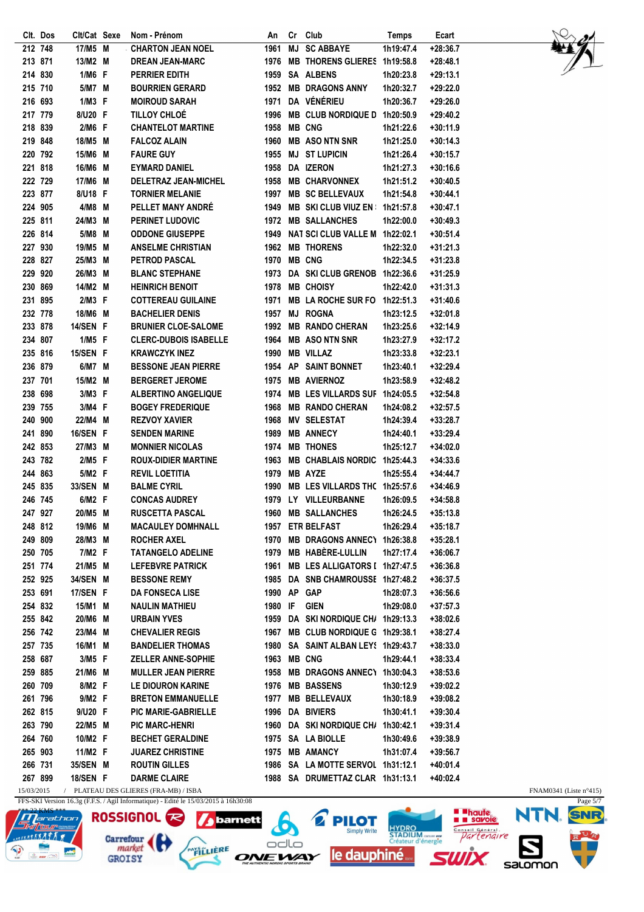| Clt. | Dos | Clt/Cat | Sexe | Nom - Prénom | An | Cr | Club | Temps | Ecart |
|---|---|---|---|---|---|---|---|---|---|
| 212 | 748 | 17/M5 | M | CHARTON JEAN NOEL | 1961 | MJ | SC ABBAYE | 1h19:47.4 | +28:36.7 |
| 213 | 871 | 13/M2 | M | DREAN JEAN-MARC | 1976 | MB | THORENS GLIERES | 1h19:58.8 | +28:48.1 |
| 214 | 830 | 1/M6 | F | PERRIER EDITH | 1959 | SA | ALBENS | 1h20:23.8 | +29:13.1 |
| 215 | 710 | 5/M7 | M | BOURRIEN GERARD | 1952 | MB | DRAGONS ANNY | 1h20:32.7 | +29:22.0 |
| 216 | 693 | 1/M3 | F | MOIROUD SARAH | 1971 | DA | VÉNÉRIEU | 1h20:36.7 | +29:26.0 |
| 217 | 779 | 8/U20 | F | TILLOY CHLOÉ | 1996 | MB | CLUB NORDIQUE D | 1h20:50.9 | +29:40.2 |
| 218 | 839 | 2/M6 | F | CHANTELOT MARTINE | 1958 | MB | CNG | 1h21:22.6 | +30:11.9 |
| 219 | 848 | 18/M5 | M | FALCOZ ALAIN | 1960 | MB | ASO NTN SNR | 1h21:25.0 | +30:14.3 |
| 220 | 792 | 15/M6 | M | FAURE GUY | 1955 | MJ | ST LUPICIN | 1h21:26.4 | +30:15.7 |
| 221 | 818 | 16/M6 | M | EYMARD DANIEL | 1958 | DA | IZERON | 1h21:27.3 | +30:16.6 |
| 222 | 729 | 17/M6 | M | DELETRAZ JEAN-MICHEL | 1958 | MB | CHARVONNEX | 1h21:51.2 | +30:40.5 |
| 223 | 877 | 8/U18 | F | TORNIER MELANIE | 1997 | MB | SC BELLEVAUX | 1h21:54.8 | +30:44.1 |
| 224 | 905 | 4/M8 | M | PELLET MANY ANDRÉ | 1949 | MB | SKI CLUB VIUZ EN | 1h21:57.8 | +30:47.1 |
| 225 | 811 | 24/M3 | M | PERINET LUDOVIC | 1972 | MB | SALLANCHES | 1h22:00.0 | +30:49.3 |
| 226 | 814 | 5/M8 | M | ODDONE GIUSEPPE | 1949 | NAT | SCI CLUB VALLE M | 1h22:02.1 | +30:51.4 |
| 227 | 930 | 19/M5 | M | ANSELME CHRISTIAN | 1962 | MB | THORENS | 1h22:32.0 | +31:21.3 |
| 228 | 827 | 25/M3 | M | PETROD PASCAL | 1970 | MB | CNG | 1h22:34.5 | +31:23.8 |
| 229 | 920 | 26/M3 | M | BLANC STEPHANE | 1973 | DA | SKI CLUB GRENOB | 1h22:36.6 | +31:25.9 |
| 230 | 869 | 14/M2 | M | HEINRICH BENOIT | 1978 | MB | CHOISY | 1h22:42.0 | +31:31.3 |
| 231 | 895 | 2/M3 | F | COTTEREAU GUILAINE | 1971 | MB | LA ROCHE SUR FO | 1h22:51.3 | +31:40.6 |
| 232 | 778 | 18/M6 | M | BACHELIER DENIS | 1957 | MJ | ROGNA | 1h23:12.5 | +32:01.8 |
| 233 | 878 | 14/SEN | F | BRUNIER CLOE-SALOME | 1992 | MB | RANDO CHERAN | 1h23:25.6 | +32:14.9 |
| 234 | 807 | 1/M5 | F | CLERC-DUBOIS ISABELLE | 1964 | MB | ASO NTN SNR | 1h23:27.9 | +32:17.2 |
| 235 | 816 | 15/SEN | F | KRAWCZYK INEZ | 1990 | MB | VILLAZ | 1h23:33.8 | +32:23.1 |
| 236 | 879 | 6/M7 | M | BESSONE JEAN PIERRE | 1954 | AP | SAINT BONNET | 1h23:40.1 | +32:29.4 |
| 237 | 701 | 15/M2 | M | BERGERET JEROME | 1975 | MB | AVIERNOZ | 1h23:58.9 | +32:48.2 |
| 238 | 698 | 3/M3 | F | ALBERTINO ANGELIQUE | 1974 | MB | LES VILLARDS SUF | 1h24:05.5 | +32:54.8 |
| 239 | 755 | 3/M4 | F | BOGEY FREDERIQUE | 1968 | MB | RANDO CHERAN | 1h24:08.2 | +32:57.5 |
| 240 | 900 | 22/M4 | M | REZVOY XAVIER | 1968 | MV | SELESTAT | 1h24:39.4 | +33:28.7 |
| 241 | 890 | 16/SEN | F | SENDEN MARINE | 1989 | MB | ANNECY | 1h24:40.1 | +33:29.4 |
| 242 | 853 | 27/M3 | M | MONNIER NICOLAS | 1974 | MB | THONES | 1h25:12.7 | +34:02.0 |
| 243 | 782 | 2/M5 | F | ROUX-DIDIER MARTINE | 1963 | MB | CHABLAIS NORDIC | 1h25:44.3 | +34:33.6 |
| 244 | 863 | 5/M2 | F | REVIL LOETITIA | 1979 | MB | AYZE | 1h25:55.4 | +34:44.7 |
| 245 | 835 | 33/SEN | M | BALME CYRIL | 1990 | MB | LES VILLARDS THC | 1h25:57.6 | +34:46.9 |
| 246 | 745 | 6/M2 | F | CONCAS AUDREY | 1979 | LY | VILLEURBANNE | 1h26:09.5 | +34:58.8 |
| 247 | 927 | 20/M5 | M | RUSCETTA PASCAL | 1960 | MB | SALLANCHES | 1h26:24.5 | +35:13.8 |
| 248 | 812 | 19/M6 | M | MACAULEY DOMHNALL | 1957 | ETR | BELFAST | 1h26:29.4 | +35:18.7 |
| 249 | 809 | 28/M3 | M | ROCHER AXEL | 1970 | MB | DRAGONS ANNECY | 1h26:38.8 | +35:28.1 |
| 250 | 705 | 7/M2 | F | TATANGELO ADELINE | 1979 | MB | HABÈRE-LULLIN | 1h27:17.4 | +36:06.7 |
| 251 | 774 | 21/M5 | M | LEFEBVRE PATRICK | 1961 | MB | LES ALLIGATORS I | 1h27:47.5 | +36:36.8 |
| 252 | 925 | 34/SEN | M | BESSONE REMY | 1985 | DA | SNB CHAMROUSSE | 1h27:48.2 | +36:37.5 |
| 253 | 691 | 17/SEN | F | DA FONSECA LISE | 1990 | AP | GAP | 1h28:07.3 | +36:56.6 |
| 254 | 832 | 15/M1 | M | NAULIN MATHIEU | 1980 | IF | GIEN | 1h29:08.0 | +37:57.3 |
| 255 | 842 | 20/M6 | M | URBAIN YVES | 1959 | DA | SKI NORDIQUE CH/ | 1h29:13.3 | +38:02.6 |
| 256 | 742 | 23/M4 | M | CHEVALIER REGIS | 1967 | MB | CLUB NORDIQUE G | 1h29:38.1 | +38:27.4 |
| 257 | 735 | 16/M1 | M | BANDELIER THOMAS | 1980 | SA | SAINT ALBAN LEYS | 1h29:43.7 | +38:33.0 |
| 258 | 687 | 3/M5 | F | ZELLER ANNE-SOPHIE | 1963 | MB | CNG | 1h29:44.1 | +38:33.4 |
| 259 | 885 | 21/M6 | M | MULLER JEAN PIERRE | 1958 | MB | DRAGONS ANNECY | 1h30:04.3 | +38:53.6 |
| 260 | 709 | 8/M2 | F | LE DIOURON KARINE | 1976 | MB | BASSENS | 1h30:12.9 | +39:02.2 |
| 261 | 796 | 9/M2 | F | BRETON EMMANUELLE | 1977 | MB | BELLEVAUX | 1h30:18.9 | +39:08.2 |
| 262 | 815 | 9/U20 | F | PIC MARIE-GABRIELLE | 1996 | DA | BIVIERS | 1h30:41.1 | +39:30.4 |
| 263 | 790 | 22/M5 | M | PIC MARC-HENRI | 1960 | DA | SKI NORDIQUE CH/ | 1h30:42.1 | +39:31.4 |
| 264 | 760 | 10/M2 | F | BECHET GERALDINE | 1975 | SA | LA BIOLLE | 1h30:49.6 | +39:38.9 |
| 265 | 903 | 11/M2 | F | JUAREZ CHRISTINE | 1975 | MB | AMANCY | 1h31:07.4 | +39:56.7 |
| 266 | 731 | 35/SEN | M | ROUTIN GILLES | 1986 | SA | LA MOTTE SERVOL | 1h31:12.1 | +40:01.4 |
| 267 | 899 | 18/SEN | F | DARME CLAIRE | 1988 | SA | DRUMETTAZ CLAR | 1h31:13.1 | +40:02.4 |

15/03/2015 / PLATEAU DES GLIERES (FRA-MB) / ISBA — FNAM0341 (Liste n°415)

FFS-SKI Version 16.3g (F.F.S. / Agil Informatique) - Edité le 15/03/2015 à 16h30:08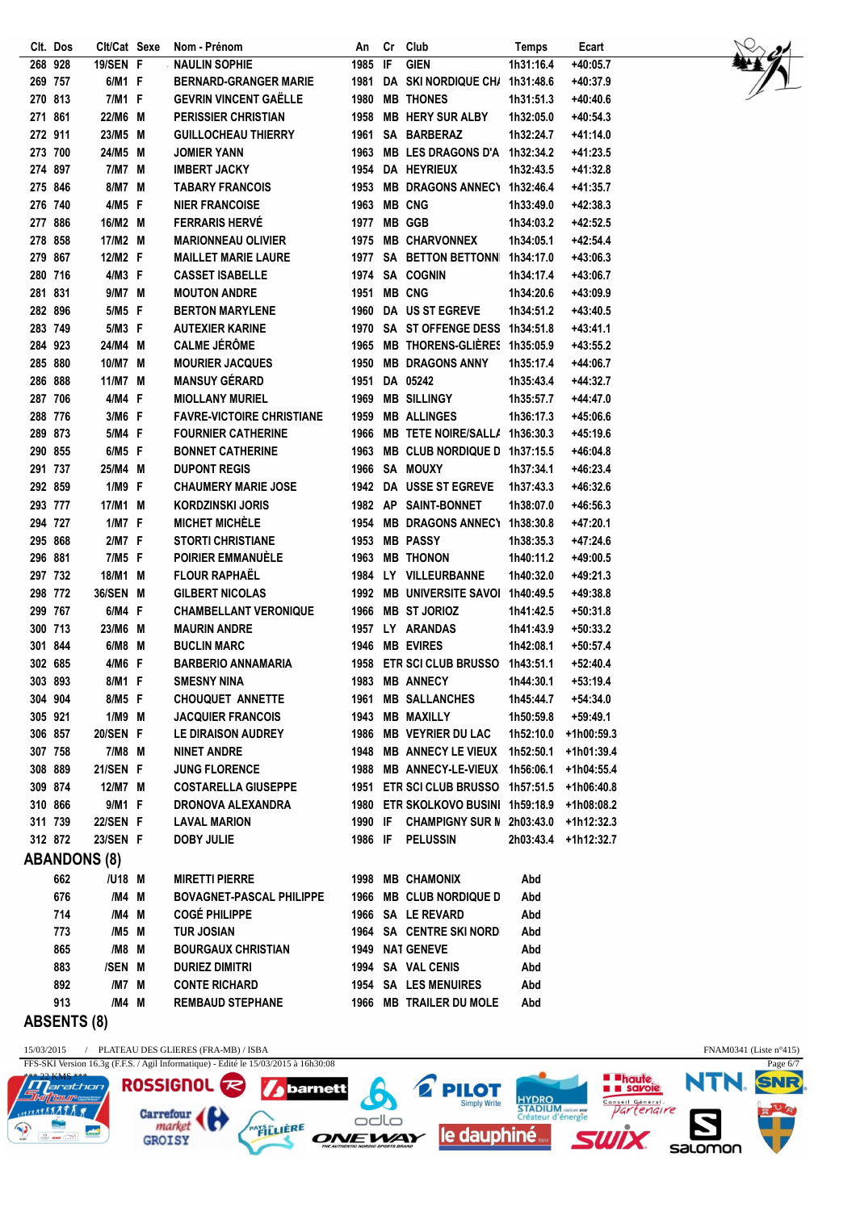| Clt. | Dos | Clt/Cat | Sexe | Nom - Prénom | An | Cr | Club | Temps | Ecart |
|---|---|---|---|---|---|---|---|---|---|
| 268 | 928 | 19/SEN | F | NAULIN SOPHIE | 1985 | IF | GIEN | 1h31:16.4 | +40:05.7 |
| 269 | 757 | 6/M1 | F | BERNARD-GRANGER MARIE | 1981 | DA | SKI NORDIQUE CH/ | 1h31:48.6 | +40:37.9 |
| 270 | 813 | 7/M1 | F | GEVRIN VINCENT GAËLLE | 1980 | MB | THONES | 1h31:51.3 | +40:40.6 |
| 271 | 861 | 22/M6 | M | PERISSIER CHRISTIAN | 1958 | MB | HERY SUR ALBY | 1h32:05.0 | +40:54.3 |
| 272 | 911 | 23/M5 | M | GUILLOCHEAU THIERRY | 1961 | SA | BARBERAZ | 1h32:24.7 | +41:14.0 |
| 273 | 700 | 24/M5 | M | JOMIER YANN | 1963 | MB | LES DRAGONS D'A | 1h32:34.2 | +41:23.5 |
| 274 | 897 | 7/M7 | M | IMBERT JACKY | 1954 | DA | HEYRIEUX | 1h32:43.5 | +41:32.8 |
| 275 | 846 | 8/M7 | M | TABARY FRANCOIS | 1953 | MB | DRAGONS ANNECY | 1h32:46.4 | +41:35.7 |
| 276 | 740 | 4/M5 | F | NIER FRANCOISE | 1963 | MB | CNG | 1h33:49.0 | +42:38.3 |
| 277 | 886 | 16/M2 | M | FERRARIS HERVÉ | 1977 | MB | GGB | 1h34:03.2 | +42:52.5 |
| 278 | 858 | 17/M2 | M | MARIONNEAU OLIVIER | 1975 | MB | CHARVONNEX | 1h34:05.1 | +42:54.4 |
| 279 | 867 | 12/M2 | F | MAILLET MARIE LAURE | 1977 | SA | BETTON BETTONN | 1h34:17.0 | +43:06.3 |
| 280 | 716 | 4/M3 | F | CASSET ISABELLE | 1974 | SA | COGNIN | 1h34:17.4 | +43:06.7 |
| 281 | 831 | 9/M7 | M | MOUTON ANDRE | 1951 | MB | CNG | 1h34:20.6 | +43:09.9 |
| 282 | 896 | 5/M5 | F | BERTON MARYLENE | 1960 | DA | US ST EGREVE | 1h34:51.2 | +43:40.5 |
| 283 | 749 | 5/M3 | F | AUTEXIER KARINE | 1970 | SA | ST OFFENGE DESS | 1h34:51.8 | +43:41.1 |
| 284 | 923 | 24/M4 | M | CALME JÉRÔME | 1965 | MB | THORENS-GLIÈRES | 1h35:05.9 | +43:55.2 |
| 285 | 880 | 10/M7 | M | MOURIER JACQUES | 1950 | MB | DRAGONS ANNY | 1h35:17.4 | +44:06.7 |
| 286 | 888 | 11/M7 | M | MANSUY GÉRARD | 1951 | DA | 05242 | 1h35:43.4 | +44:32.7 |
| 287 | 706 | 4/M4 | F | MIOLLANY MURIEL | 1969 | MB | SILLINGY | 1h35:57.7 | +44:47.0 |
| 288 | 776 | 3/M6 | F | FAVRE-VICTOIRE CHRISTIANE | 1959 | MB | ALLINGES | 1h36:17.3 | +45:06.6 |
| 289 | 873 | 5/M4 | F | FOURNIER CATHERINE | 1966 | MB | TETE NOIRE/SALL/ | 1h36:30.3 | +45:19.6 |
| 290 | 855 | 6/M5 | F | BONNET CATHERINE | 1963 | MB | CLUB NORDIQUE D | 1h37:15.5 | +46:04.8 |
| 291 | 737 | 25/M4 | M | DUPONT REGIS | 1966 | SA | MOUXY | 1h37:34.1 | +46:23.4 |
| 292 | 859 | 1/M9 | F | CHAUMERY MARIE JOSE | 1942 | DA | USSE ST EGREVE | 1h37:43.3 | +46:32.6 |
| 293 | 777 | 17/M1 | M | KORDZINSKI JORIS | 1982 | AP | SAINT-BONNET | 1h38:07.0 | +46:56.3 |
| 294 | 727 | 1/M7 | F | MICHET MICHÈLE | 1954 | MB | DRAGONS ANNECY | 1h38:30.8 | +47:20.1 |
| 295 | 868 | 2/M7 | F | STORTI CHRISTIANE | 1953 | MB | PASSY | 1h38:35.3 | +47:24.6 |
| 296 | 881 | 7/M5 | F | POIRIER EMMANUÈLE | 1963 | MB | THONON | 1h40:11.2 | +49:00.5 |
| 297 | 732 | 18/M1 | M | FLOUR RAPHAËL | 1984 | LY | VILLEURBANNE | 1h40:32.0 | +49:21.3 |
| 298 | 772 | 36/SEN | M | GILBERT NICOLAS | 1992 | MB | UNIVERSITE SAVOI | 1h40:49.5 | +49:38.8 |
| 299 | 767 | 6/M4 | F | CHAMBELLANT VERONIQUE | 1966 | MB | ST JORIOZ | 1h41:42.5 | +50:31.8 |
| 300 | 713 | 23/M6 | M | MAURIN ANDRE | 1957 | LY | ARANDAS | 1h41:43.9 | +50:33.2 |
| 301 | 844 | 6/M8 | M | BUCLIN MARC | 1946 | MB | EVIRES | 1h42:08.1 | +50:57.4 |
| 302 | 685 | 4/M6 | F | BARBERIO ANNAMARIA | 1958 | ETR | SCI CLUB BRUSSO | 1h43:51.1 | +52:40.4 |
| 303 | 893 | 8/M1 | F | SMESNY NINA | 1983 | MB | ANNECY | 1h44:30.1 | +53:19.4 |
| 304 | 904 | 8/M5 | F | CHOUQUET ANNETTE | 1961 | MB | SALLANCHES | 1h45:44.7 | +54:34.0 |
| 305 | 921 | 1/M9 | M | JACQUIER FRANCOIS | 1943 | MB | MAXILLY | 1h50:59.8 | +59:49.1 |
| 306 | 857 | 20/SEN | F | LE DIRAISON AUDREY | 1986 | MB | VEYRIER DU LAC | 1h52:10.0 | +1h00:59.3 |
| 307 | 758 | 7/M8 | M | NINET ANDRE | 1948 | MB | ANNECY LE VIEUX | 1h52:50.1 | +1h01:39.4 |
| 308 | 889 | 21/SEN | F | JUNG FLORENCE | 1988 | MB | ANNECY-LE-VIEUX | 1h56:06.1 | +1h04:55.4 |
| 309 | 874 | 12/M7 | M | COSTARELLA GIUSEPPE | 1951 | ETR | SCI CLUB BRUSSO | 1h57:51.5 | +1h06:40.8 |
| 310 | 866 | 9/M1 | F | DRONOVA ALEXANDRA | 1980 | ETR | SKOLKOVO BUSINI | 1h59:18.9 | +1h08:08.2 |
| 311 | 739 | 22/SEN | F | LAVAL MARION | 1990 | IF | CHAMPIGNY SUR M | 2h03:43.0 | +1h12:32.3 |
| 312 | 872 | 23/SEN | F | DOBY JULIE | 1986 | IF | PELUSSIN | 2h03:43.4 | +1h12:32.7 |

## ABANDONS (8)

| Clt. | Dos | Clt/Cat | Sexe | Nom - Prénom | An | Cr | Club | Temps | Ecart |
|---|---|---|---|---|---|---|---|---|---|
| | 662 | /U18 | M | MIRETTI PIERRE | 1998 | MB | CHAMONIX | Abd | |
| | 676 | /M4 | M | BOVAGNET-PASCAL PHILIPPE | 1966 | MB | CLUB NORDIQUE D | Abd | |
| | 714 | /M4 | M | COGÉ PHILIPPE | 1966 | SA | LE REVARD | Abd | |
| | 773 | /M5 | M | TUR JOSIAN | 1964 | SA | CENTRE SKI NORD | Abd | |
| | 865 | /M8 | M | BOURGAUX CHRISTIAN | 1949 | NAT | GENEVE | Abd | |
| | 883 | /SEN | M | DURIEZ DIMITRI | 1994 | SA | VAL CENIS | Abd | |
| | 892 | /M7 | M | CONTE RICHARD | 1954 | SA | LES MENUIRES | Abd | |
| | 913 | /M4 | M | REMBAUD STEPHANE | 1966 | MB | TRAILER DU MOLE | Abd | |

## ABSENTS (8)

15/03/2015 / PLATEAU DES GLIERES (FRA-MB) / ISBA — FNAM0341 (Liste n°415)

FFS-SKI Version 16.3g (F.F.S. / Agil Informatique) - Edité le 15/03/2015 à 16h30:08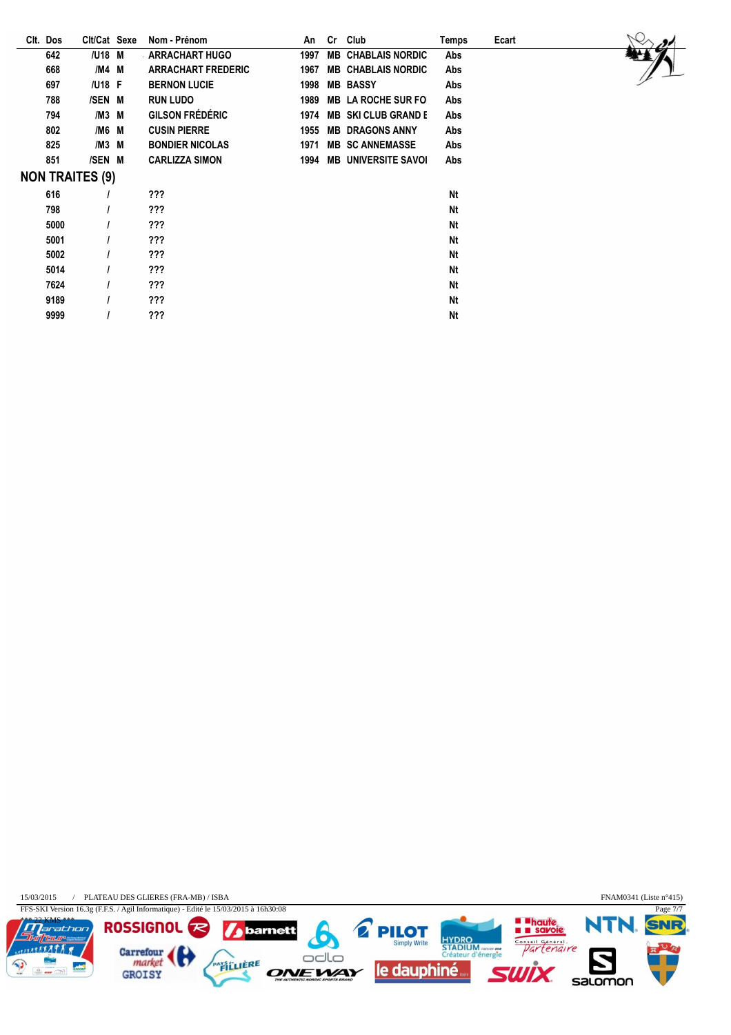| Clt. | Dos | Clt/Cat | Sexe | Nom - Prénom | An | Cr | Club | Temps | Ecart |
|---|---|---|---|---|---|---|---|---|---|
| | 642 | /U18 | M | ARRACHART HUGO | 1997 | MB | CHABLAIS NORDIC | Abs | |
| | 668 | /M4 | M | ARRACHART FREDERIC | 1967 | MB | CHABLAIS NORDIC | Abs | |
| | 697 | /U18 | F | BERNON LUCIE | 1998 | MB | BASSY | Abs | |
| | 788 | /SEN | M | RUN LUDO | 1989 | MB | LA ROCHE SUR FO | Abs | |
| | 794 | /M3 | M | GILSON FRÉDÉRIC | 1974 | MB | SKI CLUB GRAND E | Abs | |
| | 802 | /M6 | M | CUSIN PIERRE | 1955 | MB | DRAGONS ANNY | Abs | |
| | 825 | /M3 | M | BONDIER NICOLAS | 1971 | MB | SC ANNEMASSE | Abs | |
| | 851 | /SEN | M | CARLIZZA SIMON | 1994 | MB | UNIVERSITE SAVOI | Abs | |

## NON TRAITES (9)

| Clt. | Dos | Clt/Cat | Sexe | Nom - Prénom | An | Cr | Club | Temps | Ecart |
|---|---|---|---|---|---|---|---|---|---|
| | 616 | / | | ??? | | | | Nt | |
| | 798 | / | | ??? | | | | Nt | |
| | 5000 | / | | ??? | | | | Nt | |
| | 5001 | / | | ??? | | | | Nt | |
| | 5002 | / | | ??? | | | | Nt | |
| | 5014 | / | | ??? | | | | Nt | |
| | 7624 | / | | ??? | | | | Nt | |
| | 9189 | / | | ??? | | | | Nt | |
| | 9999 | / | | ??? | | | | Nt | |

15/03/2015 / PLATEAU DES GLIERES (FRA-MB) / ISBA

FNAM0341 (Liste n°415)

FFS-SKI Version 16.3g (F.F.S. / Agil Informatique) - Edité le 15/03/2015 à 16h30:08

*** 22 KMS ***